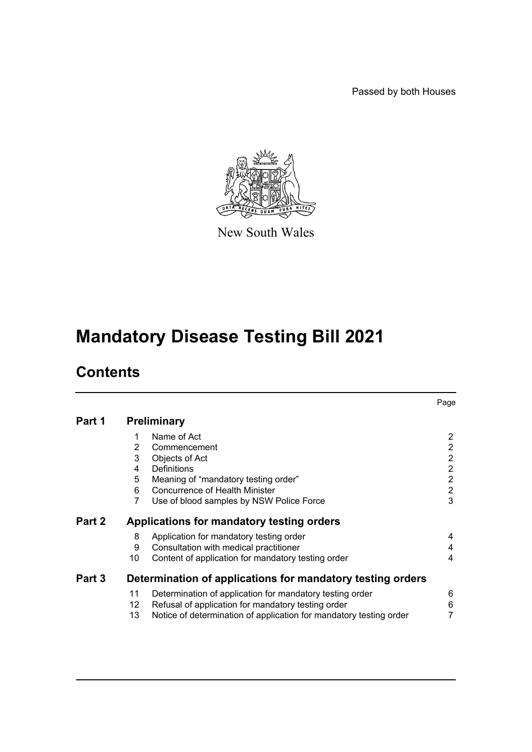Passed by both Houses

New South Wales

# Mandatory Disease Testing Bill 2021

## Contents

| | | | Page |
|---|---|---|---|
| **Part 1** | **Preliminary** | | |
| | 1 | Name of Act | 2 |
| | 2 | Commencement | 2 |
| | 3 | Objects of Act | 2 |
| | 4 | Definitions | 2 |
| | 5 | Meaning of "mandatory testing order" | 2 |
| | 6 | Concurrence of Health Minister | 2 |
| | 7 | Use of blood samples by NSW Police Force | 3 |
| **Part 2** | **Applications for mandatory testing orders** | | |
| | 8 | Application for mandatory testing order | 4 |
| | 9 | Consultation with medical practitioner | 4 |
| | 10 | Content of application for mandatory testing order | 4 |
| **Part 3** | **Determination of applications for mandatory testing orders** | | |
| | 11 | Determination of application for mandatory testing order | 6 |
| | 12 | Refusal of application for mandatory testing order | 6 |
| | 13 | Notice of determination of application for mandatory testing order | 7 |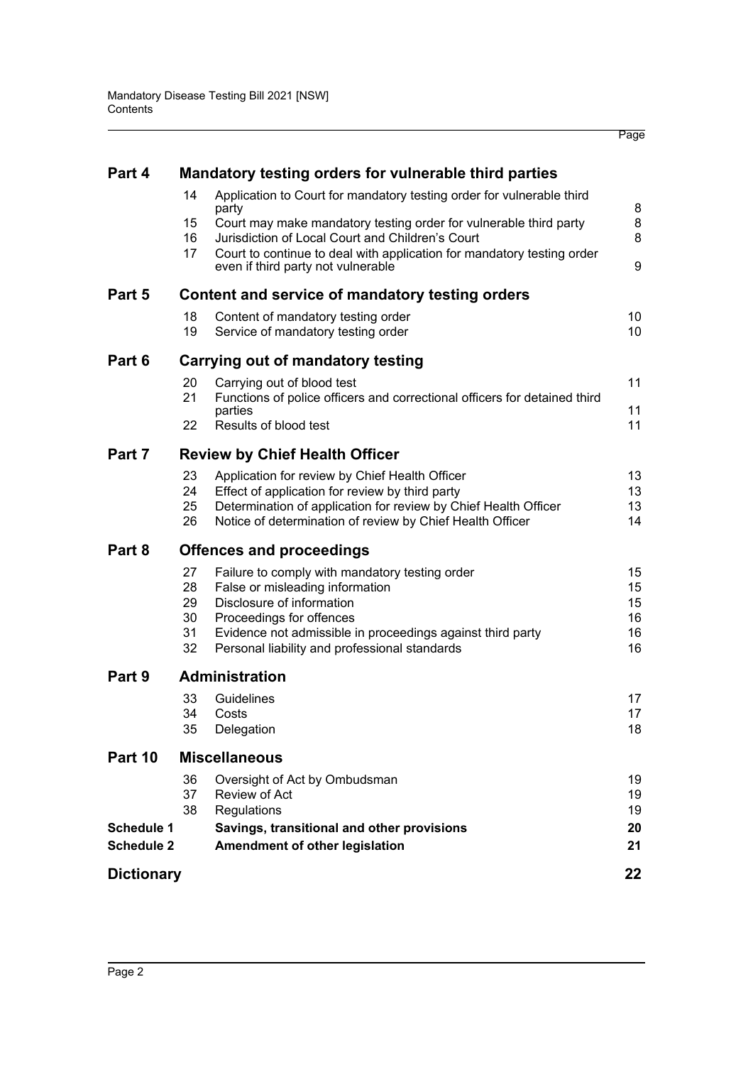| | | | Page |
|---|---|---|---|
| **Part 4** | | **Mandatory testing orders for vulnerable third parties** | |
| | 14 | Application to Court for mandatory testing order for vulnerable third party | 8 |
| | 15 | Court may make mandatory testing order for vulnerable third party | 8 |
| | 16 | Jurisdiction of Local Court and Children's Court | 8 |
| | 17 | Court to continue to deal with application for mandatory testing order even if third party not vulnerable | 9 |
| **Part 5** | | **Content and service of mandatory testing orders** | |
| | 18 | Content of mandatory testing order | 10 |
| | 19 | Service of mandatory testing order | 10 |
| **Part 6** | | **Carrying out of mandatory testing** | |
| | 20 | Carrying out of blood test | 11 |
| | 21 | Functions of police officers and correctional officers for detained third parties | 11 |
| | 22 | Results of blood test | 11 |
| **Part 7** | | **Review by Chief Health Officer** | |
| | 23 | Application for review by Chief Health Officer | 13 |
| | 24 | Effect of application for review by third party | 13 |
| | 25 | Determination of application for review by Chief Health Officer | 13 |
| | 26 | Notice of determination of review by Chief Health Officer | 14 |
| **Part 8** | | **Offences and proceedings** | |
| | 27 | Failure to comply with mandatory testing order | 15 |
| | 28 | False or misleading information | 15 |
| | 29 | Disclosure of information | 15 |
| | 30 | Proceedings for offences | 16 |
| | 31 | Evidence not admissible in proceedings against third party | 16 |
| | 32 | Personal liability and professional standards | 16 |
| **Part 9** | | **Administration** | |
| | 33 | Guidelines | 17 |
| | 34 | Costs | 17 |
| | 35 | Delegation | 18 |
| **Part 10** | | **Miscellaneous** | |
| | 36 | Oversight of Act by Ombudsman | 19 |
| | 37 | Review of Act | 19 |
| | 38 | Regulations | 19 |
| **Schedule 1** | | **Savings, transitional and other provisions** | **20** |
| **Schedule 2** | | **Amendment of other legislation** | **21** |
| **Dictionary** | | | **22** |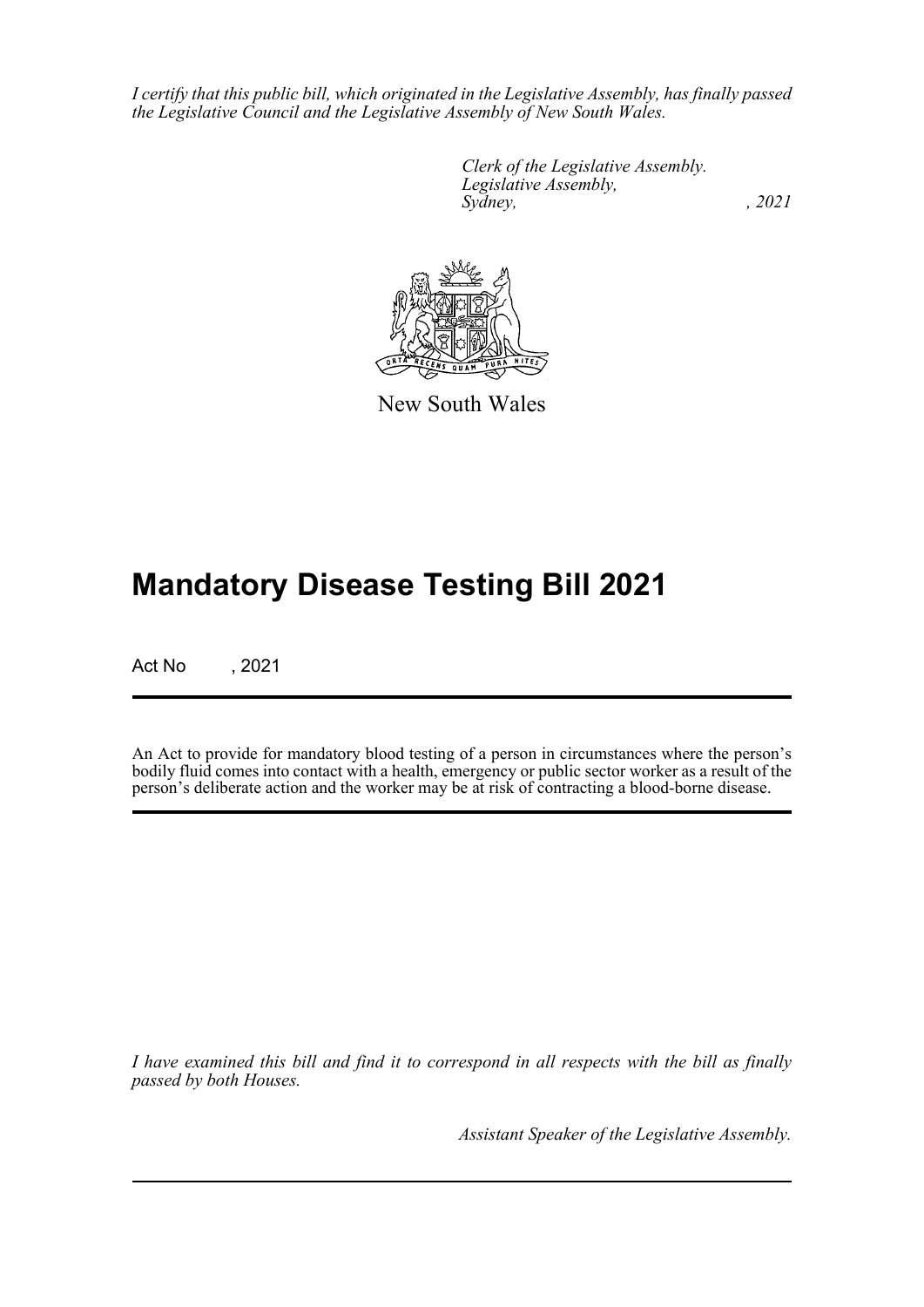*I certify that this public bill, which originated in the Legislative Assembly, has finally passed the Legislative Council and the Legislative Assembly of New South Wales.*

*Clerk of the Legislative Assembly.*
*Legislative Assembly,*
*Sydney, , 2021*

New South Wales

# Mandatory Disease Testing Bill 2021

Act No , 2021

An Act to provide for mandatory blood testing of a person in circumstances where the person's bodily fluid comes into contact with a health, emergency or public sector worker as a result of the person's deliberate action and the worker may be at risk of contracting a blood-borne disease.

*I have examined this bill and find it to correspond in all respects with the bill as finally passed by both Houses.*

*Assistant Speaker of the Legislative Assembly.*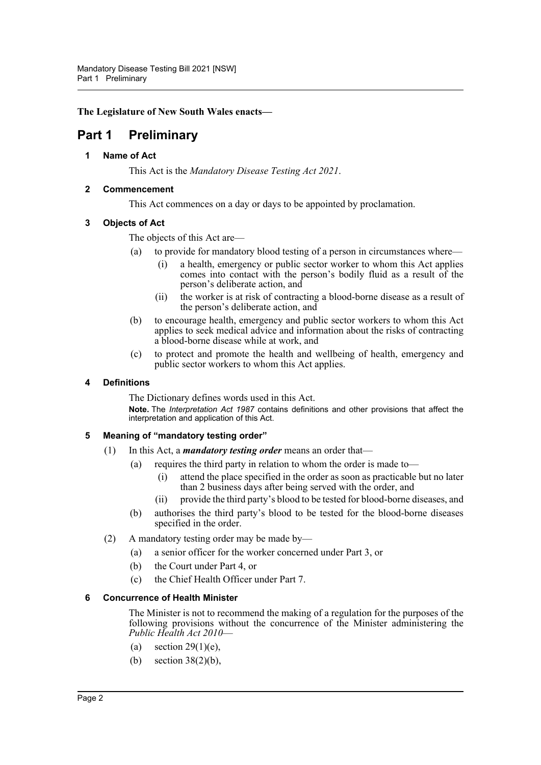**The Legislature of New South Wales enacts—**

# Part 1 Preliminary

### 1 Name of Act

This Act is the *Mandatory Disease Testing Act 2021*.

### 2 Commencement

This Act commences on a day or days to be appointed by proclamation.

### 3 Objects of Act

The objects of this Act are—

(a) to provide for mandatory blood testing of a person in circumstances where—

  (i) a health, emergency or public sector worker to whom this Act applies comes into contact with the person's bodily fluid as a result of the person's deliberate action, and

  (ii) the worker is at risk of contracting a blood-borne disease as a result of the person's deliberate action, and

(b) to encourage health, emergency and public sector workers to whom this Act applies to seek medical advice and information about the risks of contracting a blood-borne disease while at work, and

(c) to protect and promote the health and wellbeing of health, emergency and public sector workers to whom this Act applies.

### 4 Definitions

The Dictionary defines words used in this Act.

**Note.** The *Interpretation Act 1987* contains definitions and other provisions that affect the interpretation and application of this Act.

### 5 Meaning of "mandatory testing order"

(1) In this Act, a ***mandatory testing order*** means an order that—

  (a) requires the third party in relation to whom the order is made to—

    (i) attend the place specified in the order as soon as practicable but no later than 2 business days after being served with the order, and

    (ii) provide the third party's blood to be tested for blood-borne diseases, and

  (b) authorises the third party's blood to be tested for the blood-borne diseases specified in the order.

(2) A mandatory testing order may be made by—

  (a) a senior officer for the worker concerned under Part 3, or

  (b) the Court under Part 4, or

  (c) the Chief Health Officer under Part 7.

### 6 Concurrence of Health Minister

The Minister is not to recommend the making of a regulation for the purposes of the following provisions without the concurrence of the Minister administering the *Public Health Act 2010*—

(a) section 29(1)(e),

(b) section 38(2)(b),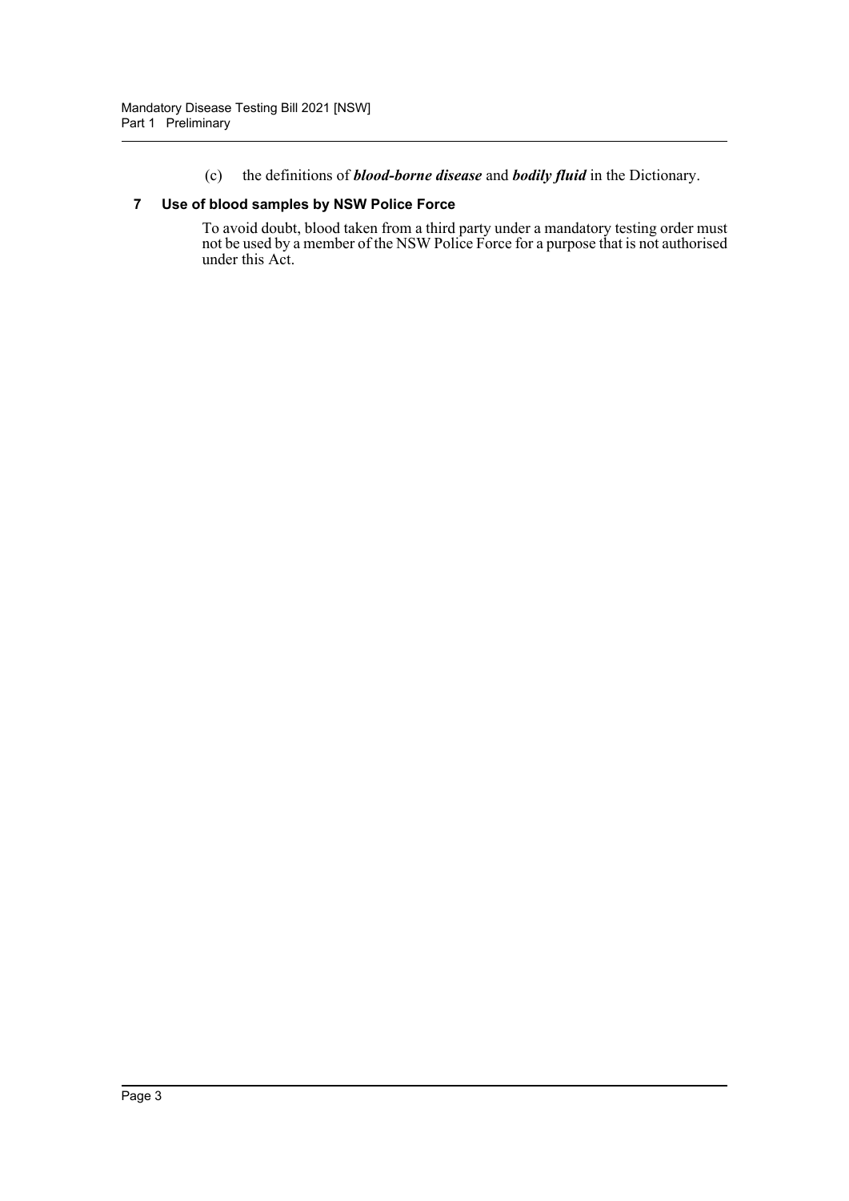(c) the definitions of ***blood-borne disease*** and ***bodily fluid*** in the Dictionary.

### 7 Use of blood samples by NSW Police Force

To avoid doubt, blood taken from a third party under a mandatory testing order must not be used by a member of the NSW Police Force for a purpose that is not authorised under this Act.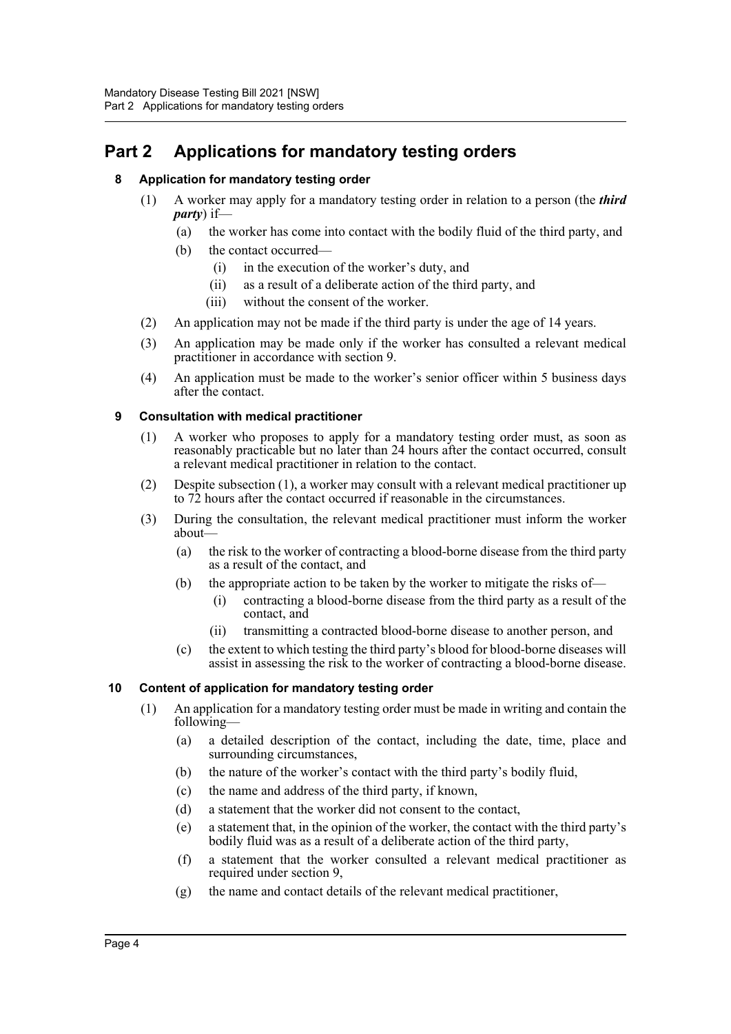# Part 2 Applications for mandatory testing orders

### 8 Application for mandatory testing order

(1) A worker may apply for a mandatory testing order in relation to a person (the ***third party***) if—

(a) the worker has come into contact with the bodily fluid of the third party, and

(b) the contact occurred—

(i) in the execution of the worker's duty, and

(ii) as a result of a deliberate action of the third party, and

(iii) without the consent of the worker.

(2) An application may not be made if the third party is under the age of 14 years.

(3) An application may be made only if the worker has consulted a relevant medical practitioner in accordance with section 9.

(4) An application must be made to the worker's senior officer within 5 business days after the contact.

### 9 Consultation with medical practitioner

(1) A worker who proposes to apply for a mandatory testing order must, as soon as reasonably practicable but no later than 24 hours after the contact occurred, consult a relevant medical practitioner in relation to the contact.

(2) Despite subsection (1), a worker may consult with a relevant medical practitioner up to 72 hours after the contact occurred if reasonable in the circumstances.

(3) During the consultation, the relevant medical practitioner must inform the worker about—

(a) the risk to the worker of contracting a blood-borne disease from the third party as a result of the contact, and

(b) the appropriate action to be taken by the worker to mitigate the risks of—

(i) contracting a blood-borne disease from the third party as a result of the contact, and

(ii) transmitting a contracted blood-borne disease to another person, and

(c) the extent to which testing the third party's blood for blood-borne diseases will assist in assessing the risk to the worker of contracting a blood-borne disease.

### 10 Content of application for mandatory testing order

(1) An application for a mandatory testing order must be made in writing and contain the following—

(a) a detailed description of the contact, including the date, time, place and surrounding circumstances,

(b) the nature of the worker's contact with the third party's bodily fluid,

(c) the name and address of the third party, if known,

(d) a statement that the worker did not consent to the contact,

(e) a statement that, in the opinion of the worker, the contact with the third party's bodily fluid was as a result of a deliberate action of the third party,

(f) a statement that the worker consulted a relevant medical practitioner as required under section 9,

(g) the name and contact details of the relevant medical practitioner,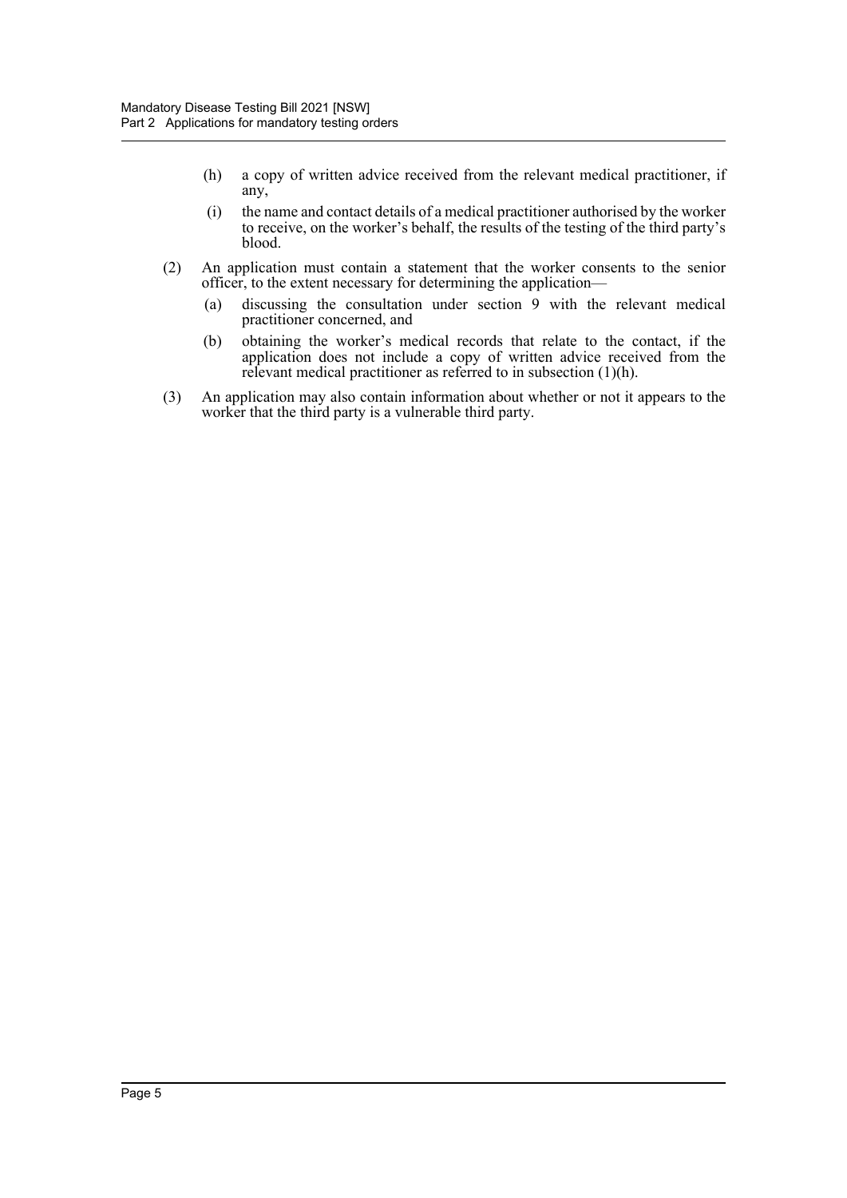(h) a copy of written advice received from the relevant medical practitioner, if any,

(i) the name and contact details of a medical practitioner authorised by the worker to receive, on the worker's behalf, the results of the testing of the third party's blood.

(2) An application must contain a statement that the worker consents to the senior officer, to the extent necessary for determining the application—

(a) discussing the consultation under section 9 with the relevant medical practitioner concerned, and

(b) obtaining the worker's medical records that relate to the contact, if the application does not include a copy of written advice received from the relevant medical practitioner as referred to in subsection (1)(h).

(3) An application may also contain information about whether or not it appears to the worker that the third party is a vulnerable third party.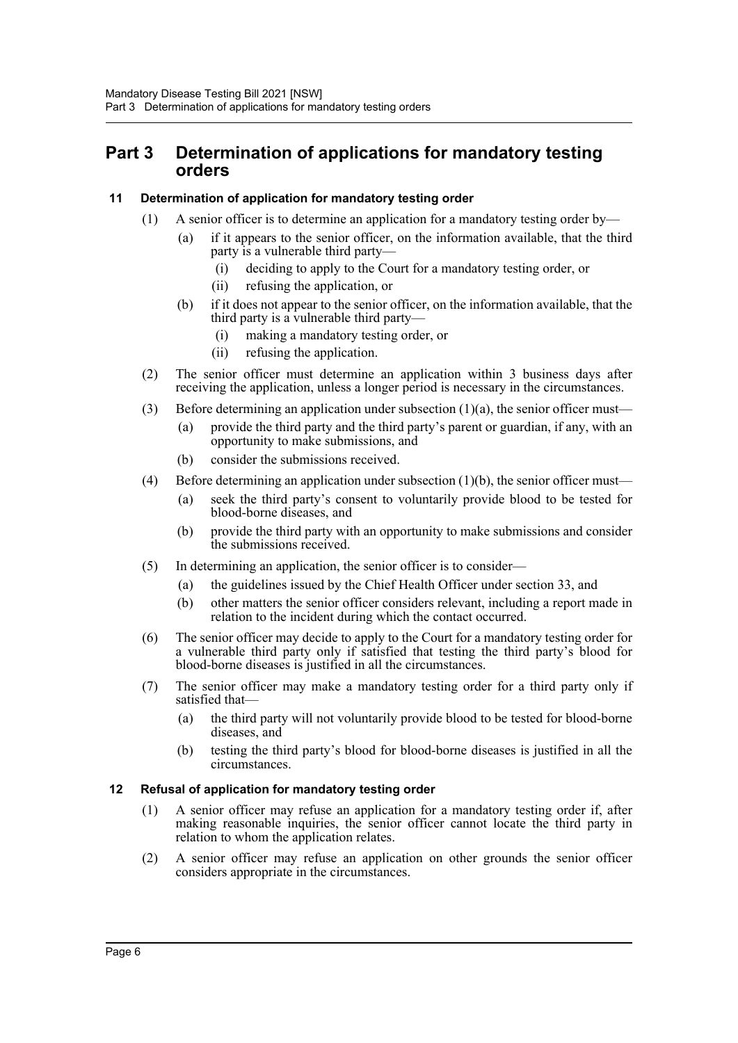# Part 3 Determination of applications for mandatory testing orders

### 11 Determination of application for mandatory testing order

(1) A senior officer is to determine an application for a mandatory testing order by—

(a) if it appears to the senior officer, on the information available, that the third party is a vulnerable third party—

(i) deciding to apply to the Court for a mandatory testing order, or

(ii) refusing the application, or

(b) if it does not appear to the senior officer, on the information available, that the third party is a vulnerable third party—

(i) making a mandatory testing order, or

(ii) refusing the application.

(2) The senior officer must determine an application within 3 business days after receiving the application, unless a longer period is necessary in the circumstances.

(3) Before determining an application under subsection (1)(a), the senior officer must—

(a) provide the third party and the third party's parent or guardian, if any, with an opportunity to make submissions, and

(b) consider the submissions received.

(4) Before determining an application under subsection (1)(b), the senior officer must—

(a) seek the third party's consent to voluntarily provide blood to be tested for blood-borne diseases, and

(b) provide the third party with an opportunity to make submissions and consider the submissions received.

(5) In determining an application, the senior officer is to consider—

(a) the guidelines issued by the Chief Health Officer under section 33, and

(b) other matters the senior officer considers relevant, including a report made in relation to the incident during which the contact occurred.

(6) The senior officer may decide to apply to the Court for a mandatory testing order for a vulnerable third party only if satisfied that testing the third party's blood for blood-borne diseases is justified in all the circumstances.

(7) The senior officer may make a mandatory testing order for a third party only if satisfied that—

(a) the third party will not voluntarily provide blood to be tested for blood-borne diseases, and

(b) testing the third party's blood for blood-borne diseases is justified in all the circumstances.

### 12 Refusal of application for mandatory testing order

(1) A senior officer may refuse an application for a mandatory testing order if, after making reasonable inquiries, the senior officer cannot locate the third party in relation to whom the application relates.

(2) A senior officer may refuse an application on other grounds the senior officer considers appropriate in the circumstances.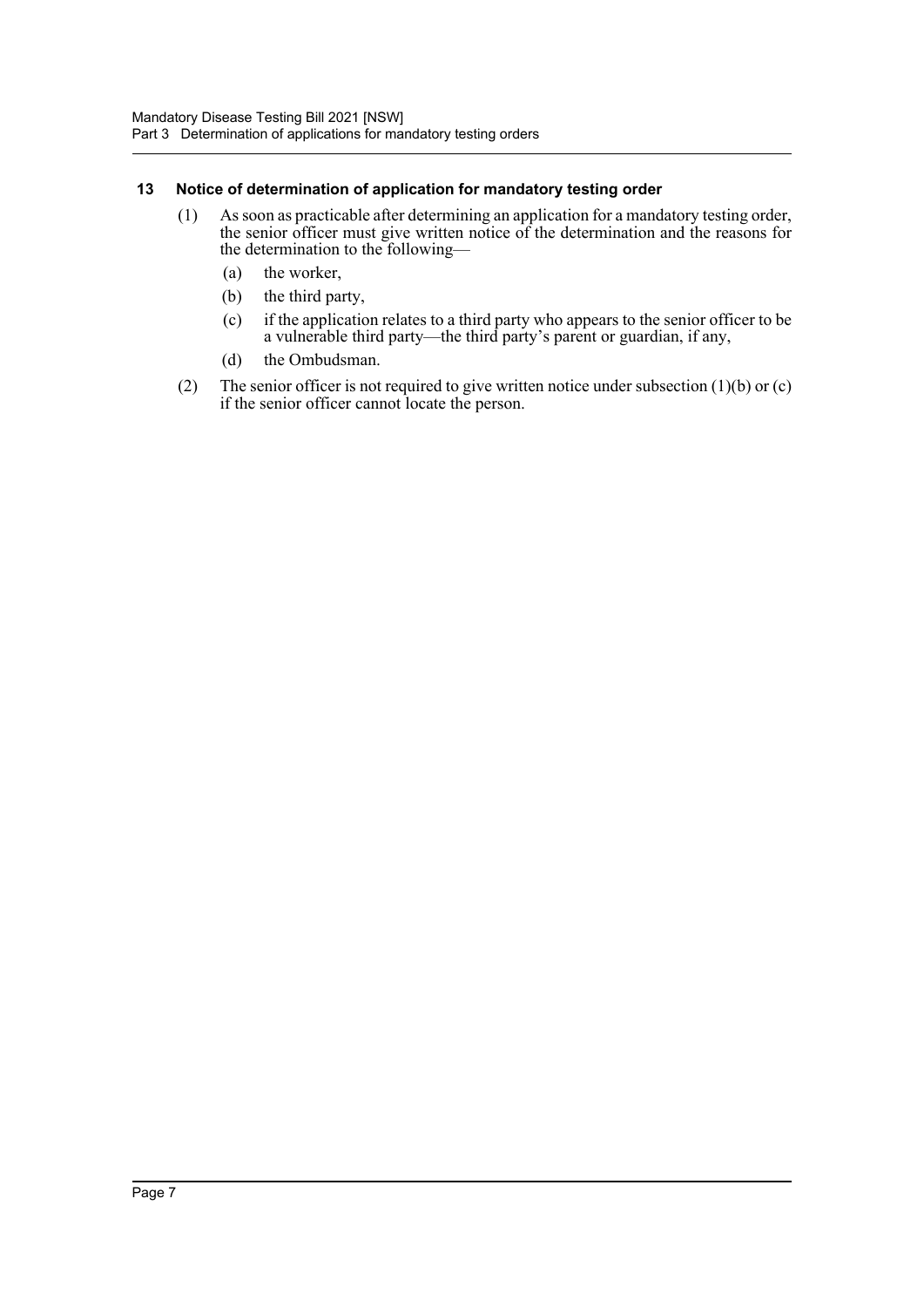### 13 Notice of determination of application for mandatory testing order

(1) As soon as practicable after determining an application for a mandatory testing order, the senior officer must give written notice of the determination and the reasons for the determination to the following—

(a) the worker,

(b) the third party,

(c) if the application relates to a third party who appears to the senior officer to be a vulnerable third party—the third party's parent or guardian, if any,

(d) the Ombudsman.

(2) The senior officer is not required to give written notice under subsection (1)(b) or (c) if the senior officer cannot locate the person.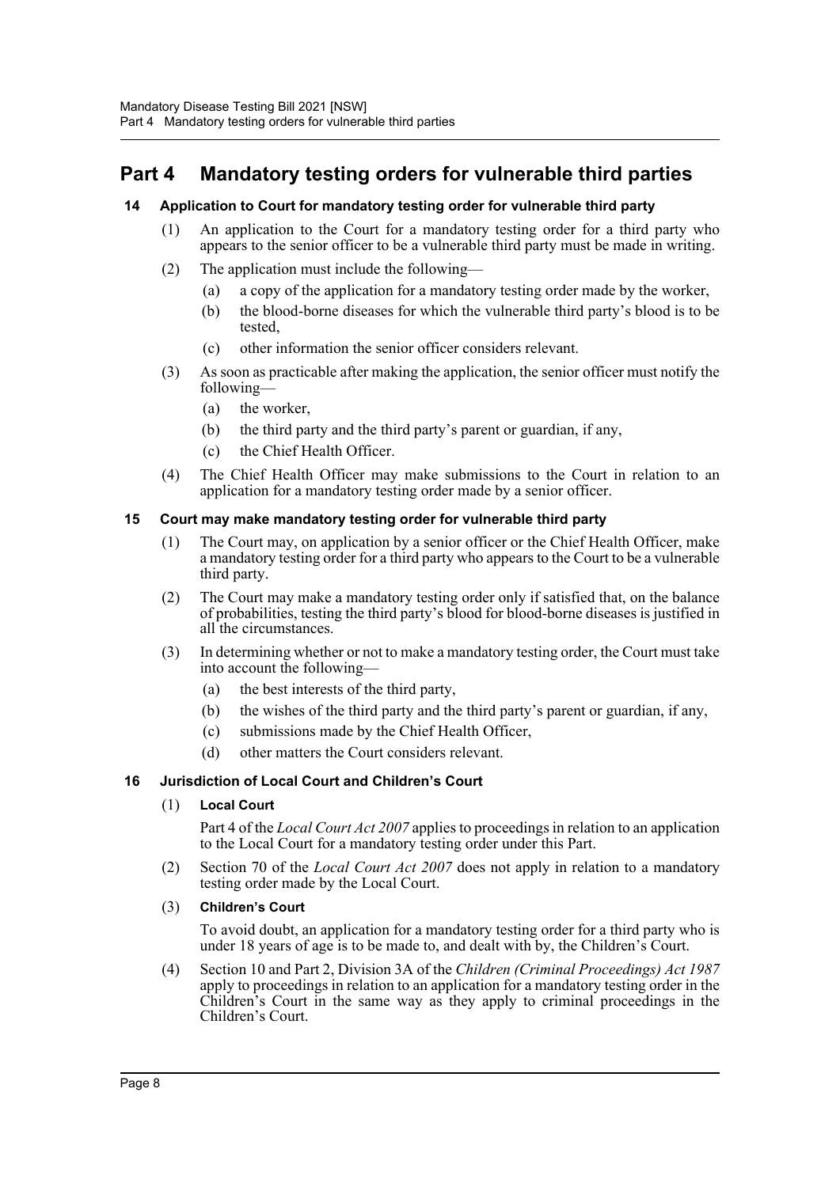# Part 4 Mandatory testing orders for vulnerable third parties

### 14 Application to Court for mandatory testing order for vulnerable third party

(1) An application to the Court for a mandatory testing order for a third party who appears to the senior officer to be a vulnerable third party must be made in writing.

(2) The application must include the following—

- (a) a copy of the application for a mandatory testing order made by the worker,
- (b) the blood-borne diseases for which the vulnerable third party's blood is to be tested,
- (c) other information the senior officer considers relevant.

(3) As soon as practicable after making the application, the senior officer must notify the following—

- (a) the worker,
- (b) the third party and the third party's parent or guardian, if any,
- (c) the Chief Health Officer.

(4) The Chief Health Officer may make submissions to the Court in relation to an application for a mandatory testing order made by a senior officer.

### 15 Court may make mandatory testing order for vulnerable third party

(1) The Court may, on application by a senior officer or the Chief Health Officer, make a mandatory testing order for a third party who appears to the Court to be a vulnerable third party.

(2) The Court may make a mandatory testing order only if satisfied that, on the balance of probabilities, testing the third party's blood for blood-borne diseases is justified in all the circumstances.

(3) In determining whether or not to make a mandatory testing order, the Court must take into account the following—

- (a) the best interests of the third party,
- (b) the wishes of the third party and the third party's parent or guardian, if any,
- (c) submissions made by the Chief Health Officer,
- (d) other matters the Court considers relevant.

### 16 Jurisdiction of Local Court and Children's Court

(1) **Local Court**

Part 4 of the *Local Court Act 2007* applies to proceedings in relation to an application to the Local Court for a mandatory testing order under this Part.

(2) Section 70 of the *Local Court Act 2007* does not apply in relation to a mandatory testing order made by the Local Court.

(3) **Children's Court**

To avoid doubt, an application for a mandatory testing order for a third party who is under 18 years of age is to be made to, and dealt with by, the Children's Court.

(4) Section 10 and Part 2, Division 3A of the *Children (Criminal Proceedings) Act 1987* apply to proceedings in relation to an application for a mandatory testing order in the Children's Court in the same way as they apply to criminal proceedings in the Children's Court.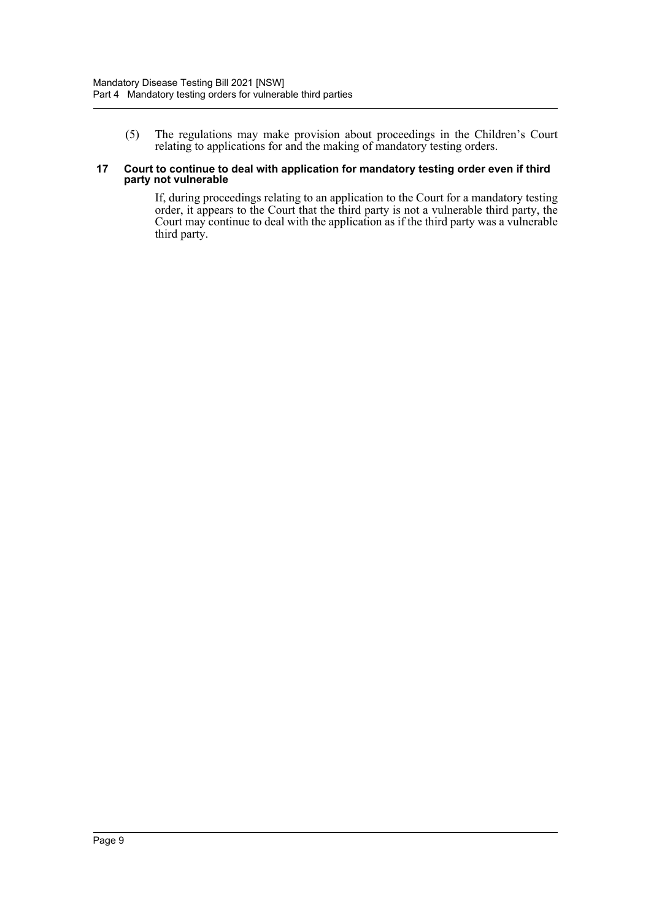(5) The regulations may make provision about proceedings in the Children's Court relating to applications for and the making of mandatory testing orders.

### 17 Court to continue to deal with application for mandatory testing order even if third party not vulnerable

If, during proceedings relating to an application to the Court for a mandatory testing order, it appears to the Court that the third party is not a vulnerable third party, the Court may continue to deal with the application as if the third party was a vulnerable third party.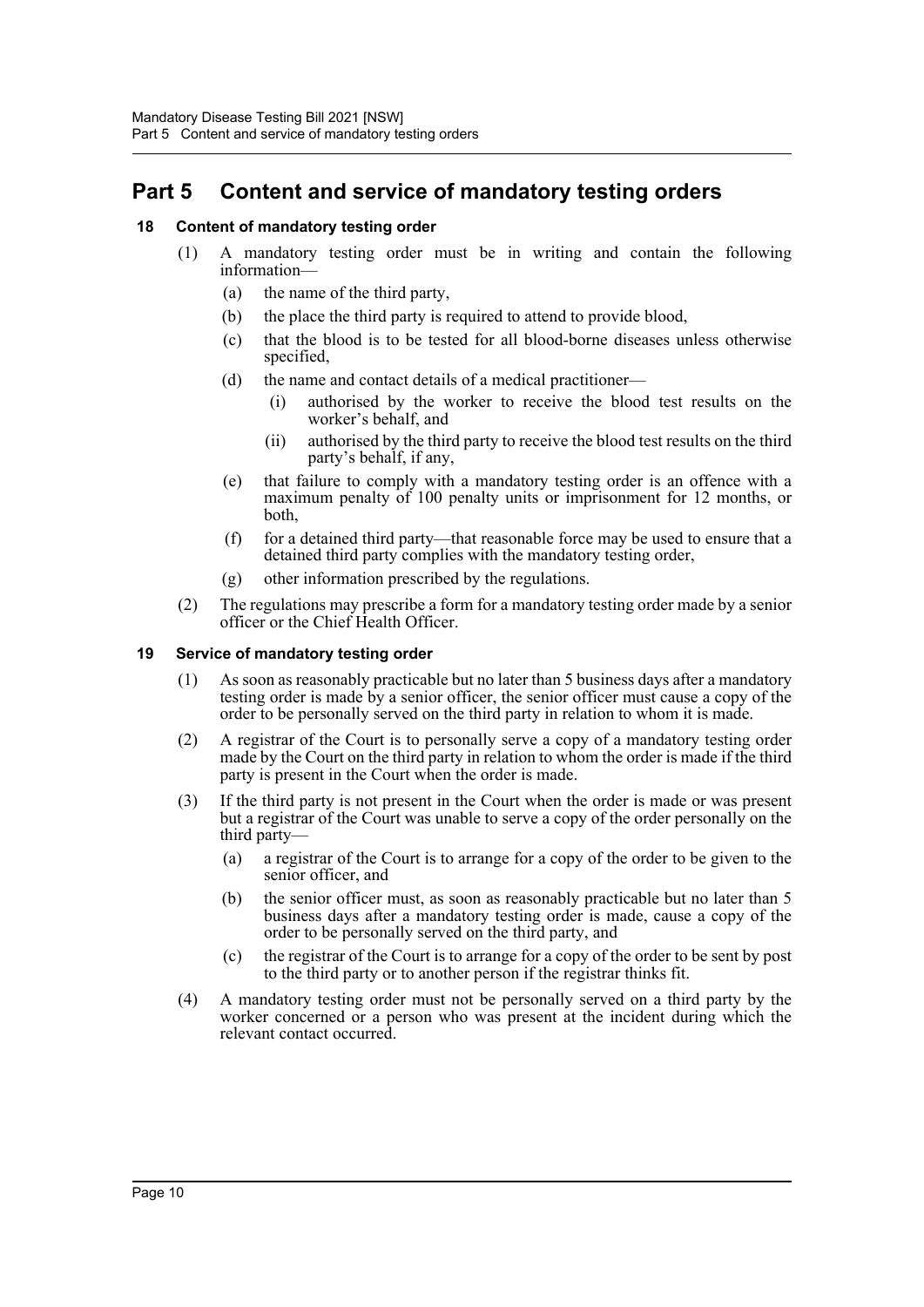# Part 5 Content and service of mandatory testing orders

### 18 Content of mandatory testing order

(1) A mandatory testing order must be in writing and contain the following information—

- (a) the name of the third party,
- (b) the place the third party is required to attend to provide blood,
- (c) that the blood is to be tested for all blood-borne diseases unless otherwise specified,
- (d) the name and contact details of a medical practitioner—
  - (i) authorised by the worker to receive the blood test results on the worker's behalf, and
  - (ii) authorised by the third party to receive the blood test results on the third party's behalf, if any,
- (e) that failure to comply with a mandatory testing order is an offence with a maximum penalty of 100 penalty units or imprisonment for 12 months, or both,
- (f) for a detained third party—that reasonable force may be used to ensure that a detained third party complies with the mandatory testing order,
- (g) other information prescribed by the regulations.

(2) The regulations may prescribe a form for a mandatory testing order made by a senior officer or the Chief Health Officer.

### 19 Service of mandatory testing order

(1) As soon as reasonably practicable but no later than 5 business days after a mandatory testing order is made by a senior officer, the senior officer must cause a copy of the order to be personally served on the third party in relation to whom it is made.

(2) A registrar of the Court is to personally serve a copy of a mandatory testing order made by the Court on the third party in relation to whom the order is made if the third party is present in the Court when the order is made.

(3) If the third party is not present in the Court when the order is made or was present but a registrar of the Court was unable to serve a copy of the order personally on the third party—

- (a) a registrar of the Court is to arrange for a copy of the order to be given to the senior officer, and
- (b) the senior officer must, as soon as reasonably practicable but no later than 5 business days after a mandatory testing order is made, cause a copy of the order to be personally served on the third party, and
- (c) the registrar of the Court is to arrange for a copy of the order to be sent by post to the third party or to another person if the registrar thinks fit.

(4) A mandatory testing order must not be personally served on a third party by the worker concerned or a person who was present at the incident during which the relevant contact occurred.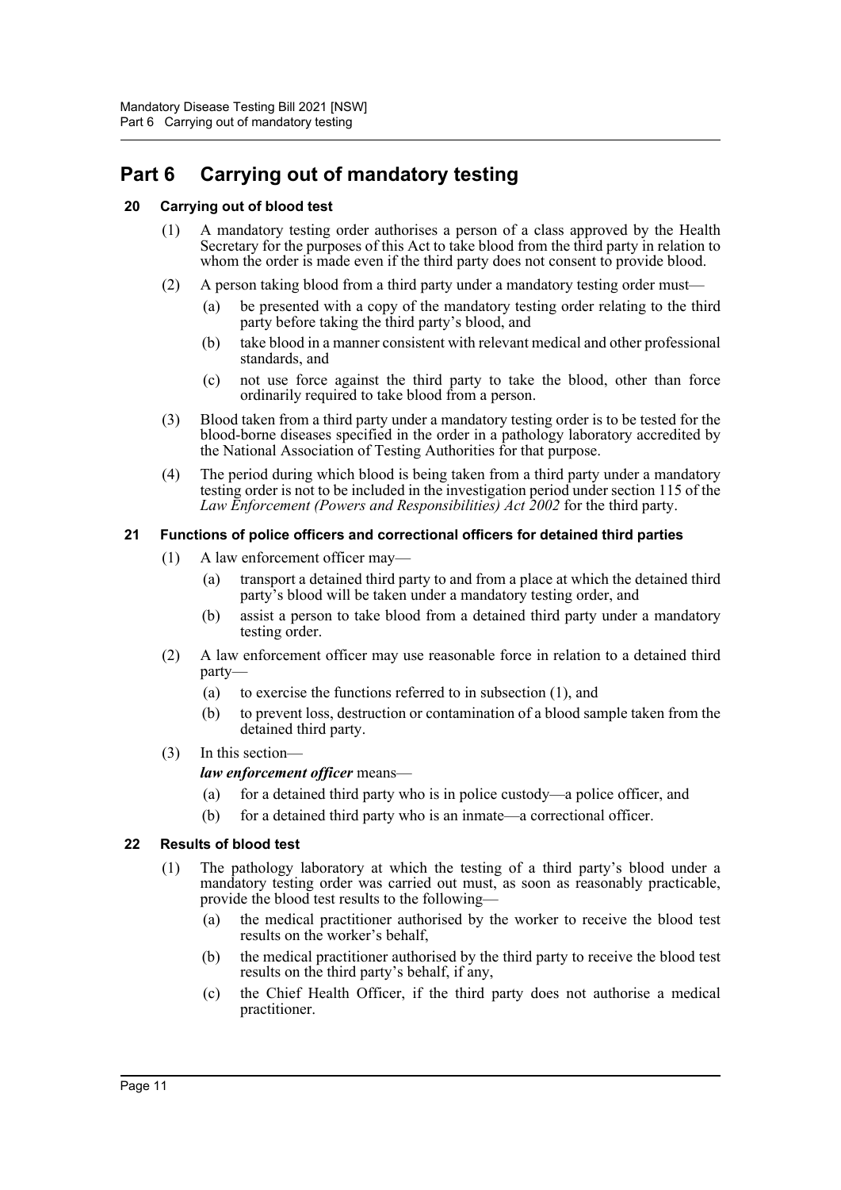# Part 6 Carrying out of mandatory testing

## 20 Carrying out of blood test

(1) A mandatory testing order authorises a person of a class approved by the Health Secretary for the purposes of this Act to take blood from the third party in relation to whom the order is made even if the third party does not consent to provide blood.

(2) A person taking blood from a third party under a mandatory testing order must—

- (a) be presented with a copy of the mandatory testing order relating to the third party before taking the third party's blood, and
- (b) take blood in a manner consistent with relevant medical and other professional standards, and
- (c) not use force against the third party to take the blood, other than force ordinarily required to take blood from a person.

(3) Blood taken from a third party under a mandatory testing order is to be tested for the blood-borne diseases specified in the order in a pathology laboratory accredited by the National Association of Testing Authorities for that purpose.

(4) The period during which blood is being taken from a third party under a mandatory testing order is not to be included in the investigation period under section 115 of the *Law Enforcement (Powers and Responsibilities) Act 2002* for the third party.

## 21 Functions of police officers and correctional officers for detained third parties

(1) A law enforcement officer may—

- (a) transport a detained third party to and from a place at which the detained third party's blood will be taken under a mandatory testing order, and
- (b) assist a person to take blood from a detained third party under a mandatory testing order.

(2) A law enforcement officer may use reasonable force in relation to a detained third party—

- (a) to exercise the functions referred to in subsection (1), and
- (b) to prevent loss, destruction or contamination of a blood sample taken from the detained third party.

(3) In this section—

***law enforcement officer*** means—

- (a) for a detained third party who is in police custody—a police officer, and
- (b) for a detained third party who is an inmate—a correctional officer.

## 22 Results of blood test

(1) The pathology laboratory at which the testing of a third party's blood under a mandatory testing order was carried out must, as soon as reasonably practicable, provide the blood test results to the following—

- (a) the medical practitioner authorised by the worker to receive the blood test results on the worker's behalf,
- (b) the medical practitioner authorised by the third party to receive the blood test results on the third party's behalf, if any,
- (c) the Chief Health Officer, if the third party does not authorise a medical practitioner.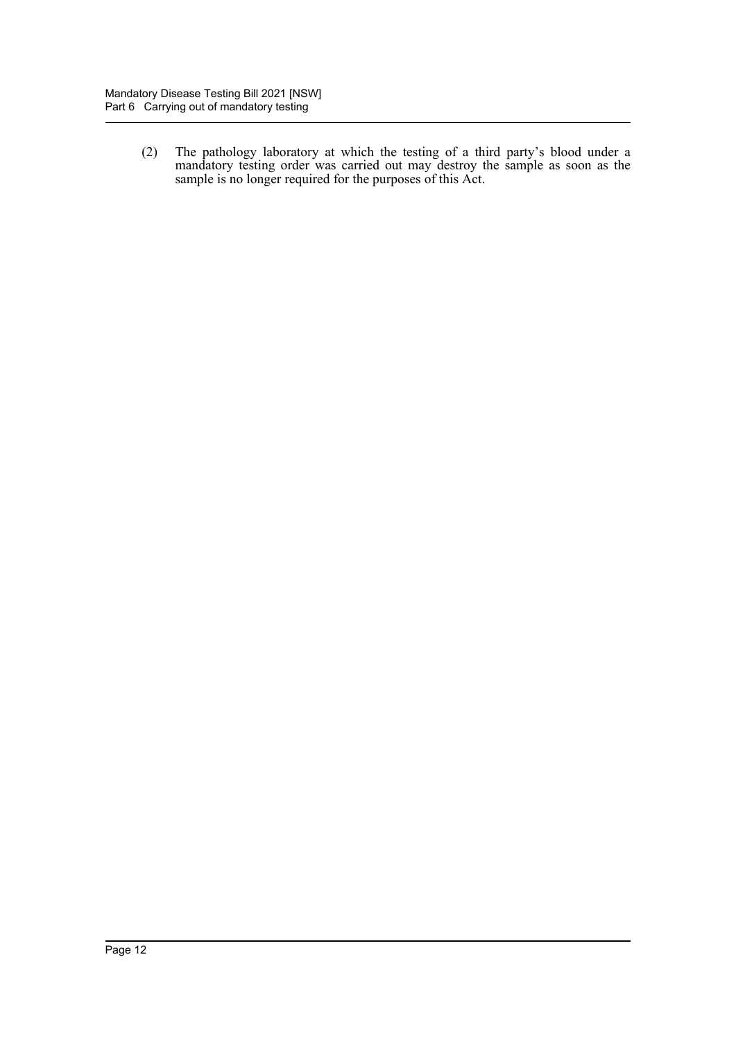(2) The pathology laboratory at which the testing of a third party's blood under a mandatory testing order was carried out may destroy the sample as soon as the sample is no longer required for the purposes of this Act.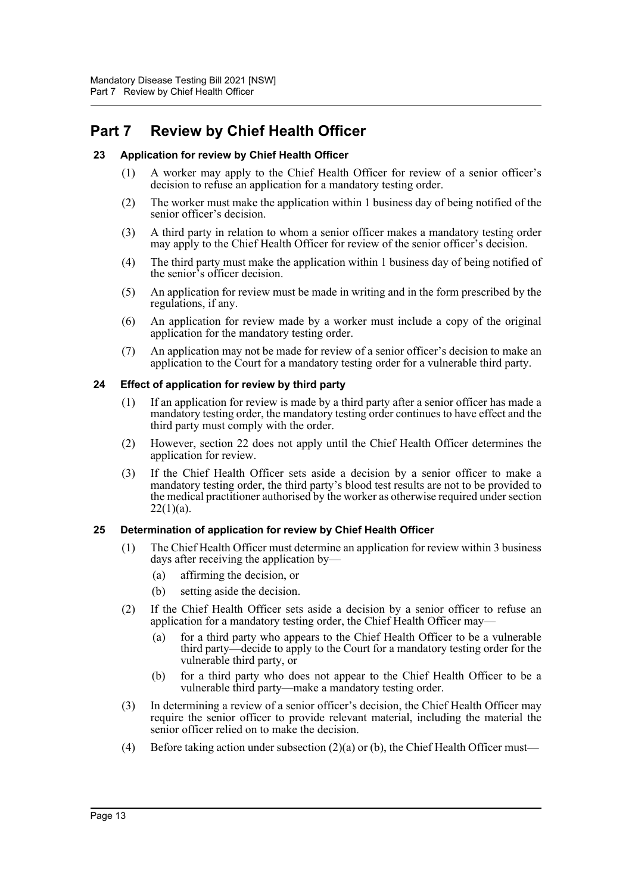# Part 7 Review by Chief Health Officer

### 23 Application for review by Chief Health Officer

(1) A worker may apply to the Chief Health Officer for review of a senior officer's decision to refuse an application for a mandatory testing order.

(2) The worker must make the application within 1 business day of being notified of the senior officer's decision.

(3) A third party in relation to whom a senior officer makes a mandatory testing order may apply to the Chief Health Officer for review of the senior officer's decision.

(4) The third party must make the application within 1 business day of being notified of the senior's officer decision.

(5) An application for review must be made in writing and in the form prescribed by the regulations, if any.

(6) An application for review made by a worker must include a copy of the original application for the mandatory testing order.

(7) An application may not be made for review of a senior officer's decision to make an application to the Court for a mandatory testing order for a vulnerable third party.

### 24 Effect of application for review by third party

(1) If an application for review is made by a third party after a senior officer has made a mandatory testing order, the mandatory testing order continues to have effect and the third party must comply with the order.

(2) However, section 22 does not apply until the Chief Health Officer determines the application for review.

(3) If the Chief Health Officer sets aside a decision by a senior officer to make a mandatory testing order, the third party's blood test results are not to be provided to the medical practitioner authorised by the worker as otherwise required under section 22(1)(a).

### 25 Determination of application for review by Chief Health Officer

(1) The Chief Health Officer must determine an application for review within 3 business days after receiving the application by—

- (a) affirming the decision, or
- (b) setting aside the decision.

(2) If the Chief Health Officer sets aside a decision by a senior officer to refuse an application for a mandatory testing order, the Chief Health Officer may—

- (a) for a third party who appears to the Chief Health Officer to be a vulnerable third party—decide to apply to the Court for a mandatory testing order for the vulnerable third party, or
- (b) for a third party who does not appear to the Chief Health Officer to be a vulnerable third party—make a mandatory testing order.

(3) In determining a review of a senior officer's decision, the Chief Health Officer may require the senior officer to provide relevant material, including the material the senior officer relied on to make the decision.

(4) Before taking action under subsection (2)(a) or (b), the Chief Health Officer must—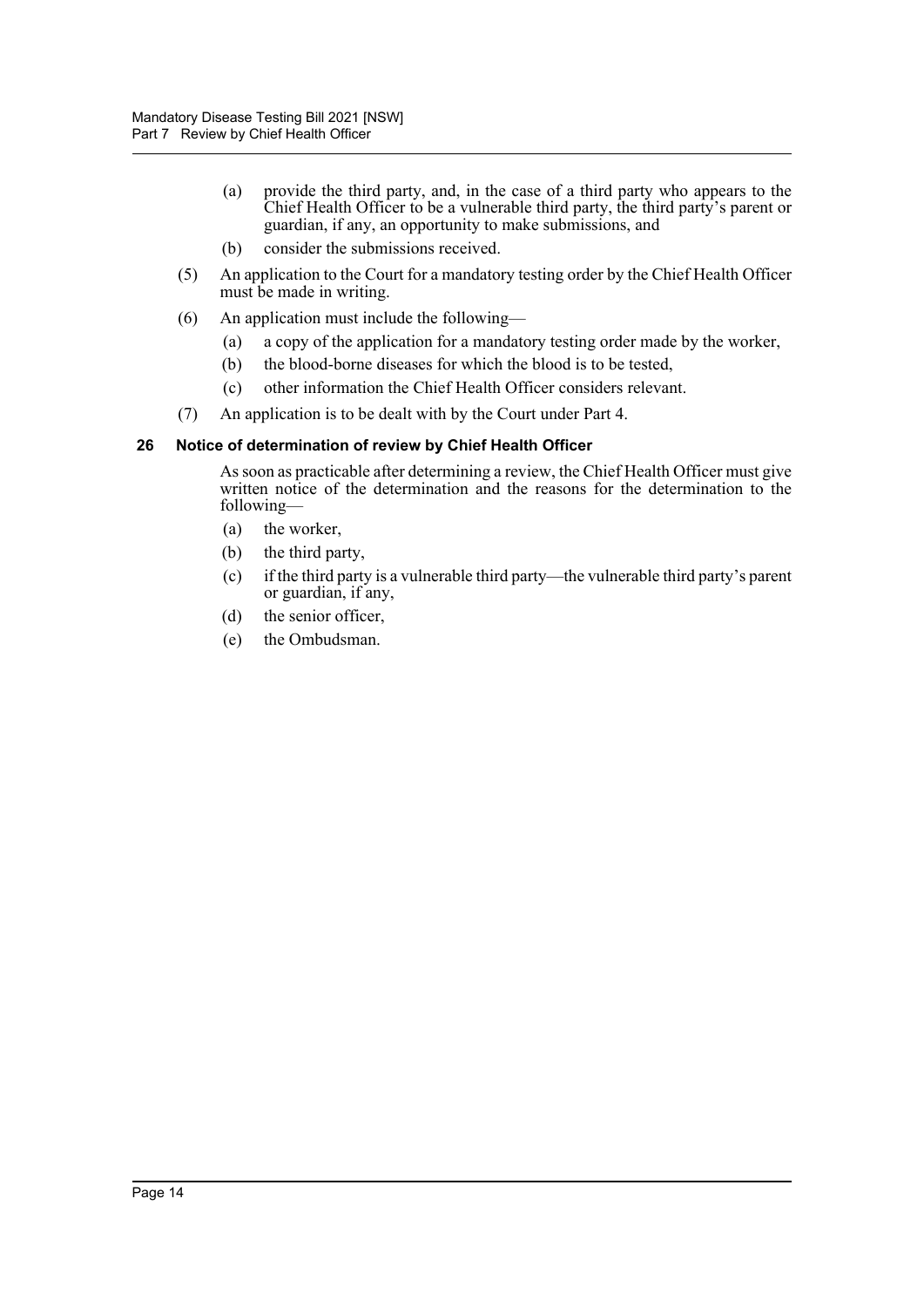(a) provide the third party, and, in the case of a third party who appears to the Chief Health Officer to be a vulnerable third party, the third party's parent or guardian, if any, an opportunity to make submissions, and

(b) consider the submissions received.

(5) An application to the Court for a mandatory testing order by the Chief Health Officer must be made in writing.

(6) An application must include the following—

(a) a copy of the application for a mandatory testing order made by the worker,

(b) the blood-borne diseases for which the blood is to be tested,

(c) other information the Chief Health Officer considers relevant.

(7) An application is to be dealt with by the Court under Part 4.

### 26 Notice of determination of review by Chief Health Officer

As soon as practicable after determining a review, the Chief Health Officer must give written notice of the determination and the reasons for the determination to the following—

(a) the worker,

(b) the third party,

(c) if the third party is a vulnerable third party—the vulnerable third party's parent or guardian, if any,

(d) the senior officer,

(e) the Ombudsman.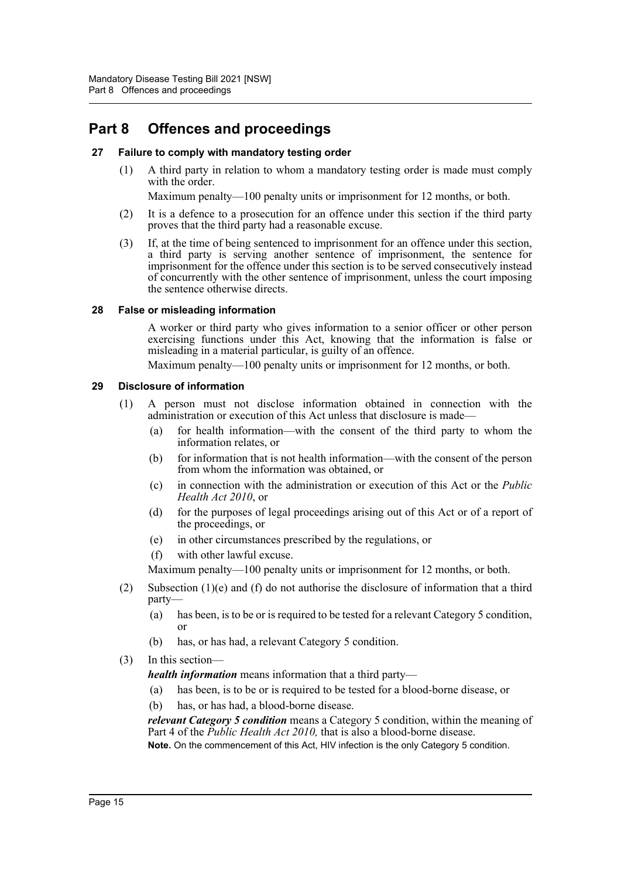# Part 8 Offences and proceedings

### 27 Failure to comply with mandatory testing order

(1) A third party in relation to whom a mandatory testing order is made must comply with the order.

Maximum penalty—100 penalty units or imprisonment for 12 months, or both.

(2) It is a defence to a prosecution for an offence under this section if the third party proves that the third party had a reasonable excuse.

(3) If, at the time of being sentenced to imprisonment for an offence under this section, a third party is serving another sentence of imprisonment, the sentence for imprisonment for the offence under this section is to be served consecutively instead of concurrently with the other sentence of imprisonment, unless the court imposing the sentence otherwise directs.

### 28 False or misleading information

A worker or third party who gives information to a senior officer or other person exercising functions under this Act, knowing that the information is false or misleading in a material particular, is guilty of an offence.

Maximum penalty—100 penalty units or imprisonment for 12 months, or both.

### 29 Disclosure of information

(1) A person must not disclose information obtained in connection with the administration or execution of this Act unless that disclosure is made—

- (a) for health information—with the consent of the third party to whom the information relates, or
- (b) for information that is not health information—with the consent of the person from whom the information was obtained, or
- (c) in connection with the administration or execution of this Act or the *Public Health Act 2010*, or
- (d) for the purposes of legal proceedings arising out of this Act or of a report of the proceedings, or
- (e) in other circumstances prescribed by the regulations, or
- (f) with other lawful excuse.

Maximum penalty—100 penalty units or imprisonment for 12 months, or both.

(2) Subsection (1)(e) and (f) do not authorise the disclosure of information that a third party—

- (a) has been, is to be or is required to be tested for a relevant Category 5 condition, or
- (b) has, or has had, a relevant Category 5 condition.

(3) In this section—

***health information*** means information that a third party—

- (a) has been, is to be or is required to be tested for a blood-borne disease, or
- (b) has, or has had, a blood-borne disease.

***relevant Category 5 condition*** means a Category 5 condition, within the meaning of Part 4 of the *Public Health Act 2010,* that is also a blood-borne disease.

**Note.** On the commencement of this Act, HIV infection is the only Category 5 condition.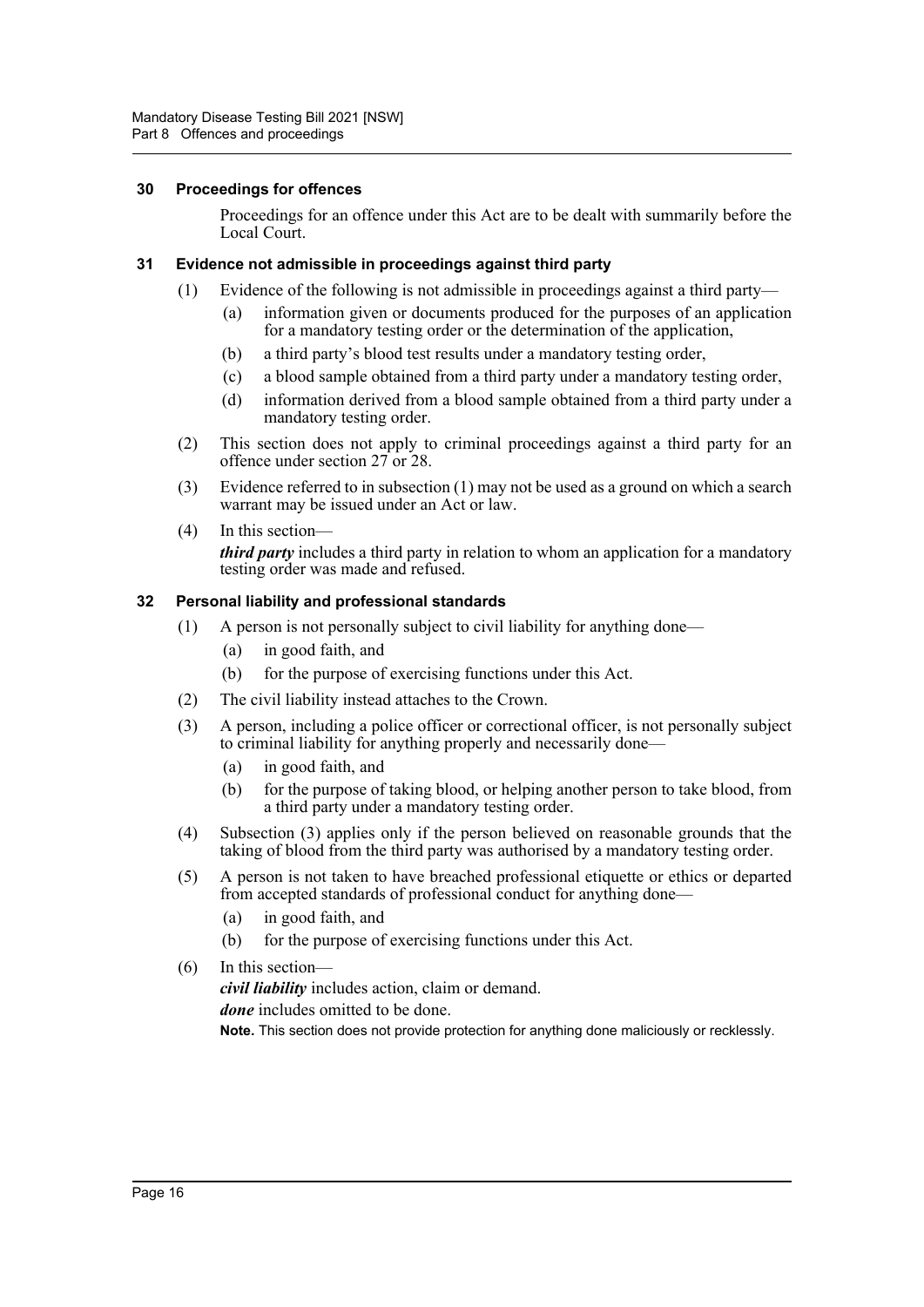### 30 Proceedings for offences

Proceedings for an offence under this Act are to be dealt with summarily before the Local Court.

### 31 Evidence not admissible in proceedings against third party

(1) Evidence of the following is not admissible in proceedings against a third party—

- (a) information given or documents produced for the purposes of an application for a mandatory testing order or the determination of the application,
- (b) a third party's blood test results under a mandatory testing order,
- (c) a blood sample obtained from a third party under a mandatory testing order,
- (d) information derived from a blood sample obtained from a third party under a mandatory testing order.

(2) This section does not apply to criminal proceedings against a third party for an offence under section 27 or 28.

(3) Evidence referred to in subsection (1) may not be used as a ground on which a search warrant may be issued under an Act or law.

(4) In this section—

***third party*** includes a third party in relation to whom an application for a mandatory testing order was made and refused.

### 32 Personal liability and professional standards

(1) A person is not personally subject to civil liability for anything done—

- (a) in good faith, and
- (b) for the purpose of exercising functions under this Act.

(2) The civil liability instead attaches to the Crown.

(3) A person, including a police officer or correctional officer, is not personally subject to criminal liability for anything properly and necessarily done—

- (a) in good faith, and
- (b) for the purpose of taking blood, or helping another person to take blood, from a third party under a mandatory testing order.

(4) Subsection (3) applies only if the person believed on reasonable grounds that the taking of blood from the third party was authorised by a mandatory testing order.

(5) A person is not taken to have breached professional etiquette or ethics or departed from accepted standards of professional conduct for anything done—

- (a) in good faith, and
- (b) for the purpose of exercising functions under this Act.

(6) In this section—

***civil liability*** includes action, claim or demand.

***done*** includes omitted to be done.

**Note.** This section does not provide protection for anything done maliciously or recklessly.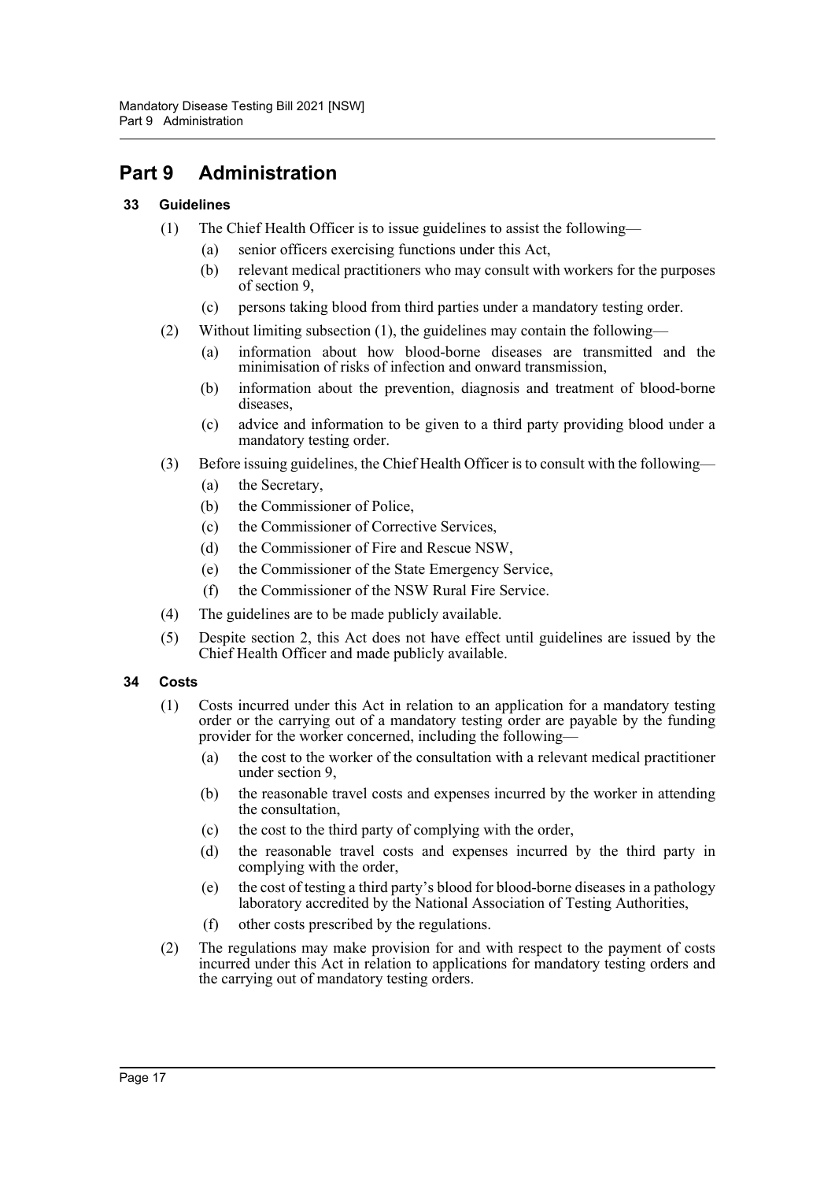# Part 9 Administration

### 33 Guidelines

(1) The Chief Health Officer is to issue guidelines to assist the following—

(a) senior officers exercising functions under this Act,

(b) relevant medical practitioners who may consult with workers for the purposes of section 9,

(c) persons taking blood from third parties under a mandatory testing order.

(2) Without limiting subsection (1), the guidelines may contain the following—

(a) information about how blood-borne diseases are transmitted and the minimisation of risks of infection and onward transmission,

(b) information about the prevention, diagnosis and treatment of blood-borne diseases,

(c) advice and information to be given to a third party providing blood under a mandatory testing order.

(3) Before issuing guidelines, the Chief Health Officer is to consult with the following—

(a) the Secretary,

(b) the Commissioner of Police,

(c) the Commissioner of Corrective Services,

(d) the Commissioner of Fire and Rescue NSW,

(e) the Commissioner of the State Emergency Service,

(f) the Commissioner of the NSW Rural Fire Service.

(4) The guidelines are to be made publicly available.

(5) Despite section 2, this Act does not have effect until guidelines are issued by the Chief Health Officer and made publicly available.

### 34 Costs

(1) Costs incurred under this Act in relation to an application for a mandatory testing order or the carrying out of a mandatory testing order are payable by the funding provider for the worker concerned, including the following—

(a) the cost to the worker of the consultation with a relevant medical practitioner under section 9,

(b) the reasonable travel costs and expenses incurred by the worker in attending the consultation,

(c) the cost to the third party of complying with the order,

(d) the reasonable travel costs and expenses incurred by the third party in complying with the order,

(e) the cost of testing a third party's blood for blood-borne diseases in a pathology laboratory accredited by the National Association of Testing Authorities,

(f) other costs prescribed by the regulations.

(2) The regulations may make provision for and with respect to the payment of costs incurred under this Act in relation to applications for mandatory testing orders and the carrying out of mandatory testing orders.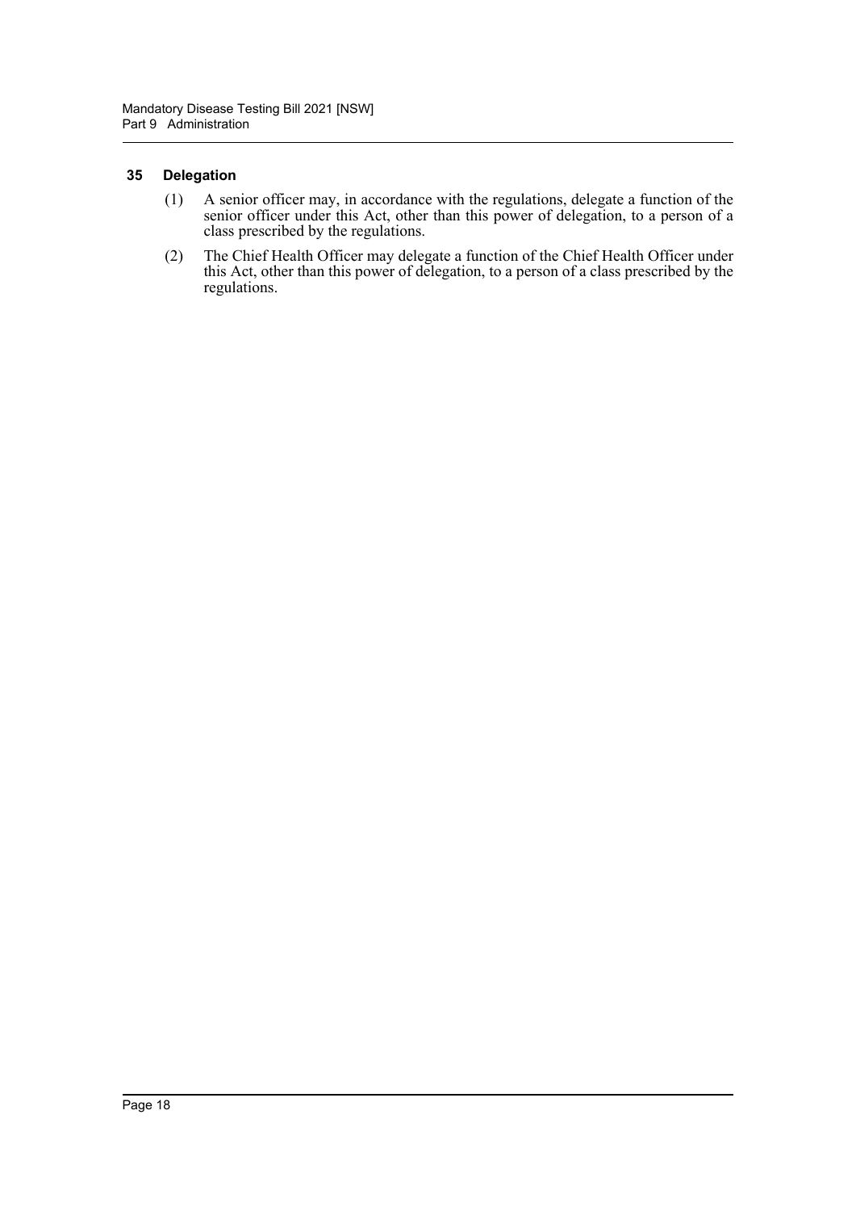### 35 Delegation

(1) A senior officer may, in accordance with the regulations, delegate a function of the senior officer under this Act, other than this power of delegation, to a person of a class prescribed by the regulations.

(2) The Chief Health Officer may delegate a function of the Chief Health Officer under this Act, other than this power of delegation, to a person of a class prescribed by the regulations.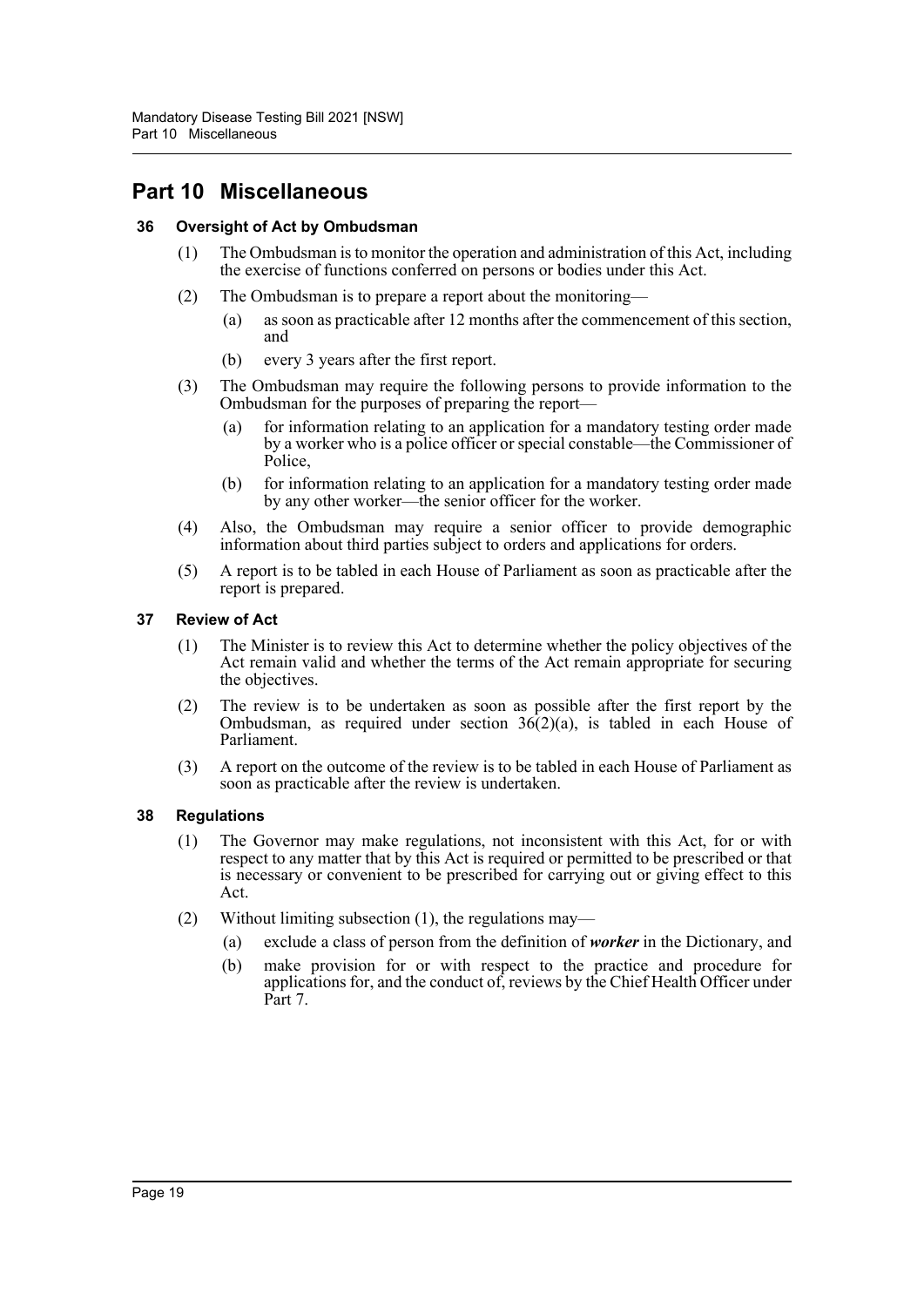# Part 10 Miscellaneous

### 36 Oversight of Act by Ombudsman

(1) The Ombudsman is to monitor the operation and administration of this Act, including the exercise of functions conferred on persons or bodies under this Act.

(2) The Ombudsman is to prepare a report about the monitoring—

- (a) as soon as practicable after 12 months after the commencement of this section, and
- (b) every 3 years after the first report.

(3) The Ombudsman may require the following persons to provide information to the Ombudsman for the purposes of preparing the report—

- (a) for information relating to an application for a mandatory testing order made by a worker who is a police officer or special constable—the Commissioner of Police,
- (b) for information relating to an application for a mandatory testing order made by any other worker—the senior officer for the worker.

(4) Also, the Ombudsman may require a senior officer to provide demographic information about third parties subject to orders and applications for orders.

(5) A report is to be tabled in each House of Parliament as soon as practicable after the report is prepared.

### 37 Review of Act

(1) The Minister is to review this Act to determine whether the policy objectives of the Act remain valid and whether the terms of the Act remain appropriate for securing the objectives.

(2) The review is to be undertaken as soon as possible after the first report by the Ombudsman, as required under section 36(2)(a), is tabled in each House of Parliament.

(3) A report on the outcome of the review is to be tabled in each House of Parliament as soon as practicable after the review is undertaken.

### 38 Regulations

(1) The Governor may make regulations, not inconsistent with this Act, for or with respect to any matter that by this Act is required or permitted to be prescribed or that is necessary or convenient to be prescribed for carrying out or giving effect to this Act.

(2) Without limiting subsection (1), the regulations may—

- (a) exclude a class of person from the definition of ***worker*** in the Dictionary, and
- (b) make provision for or with respect to the practice and procedure for applications for, and the conduct of, reviews by the Chief Health Officer under Part 7.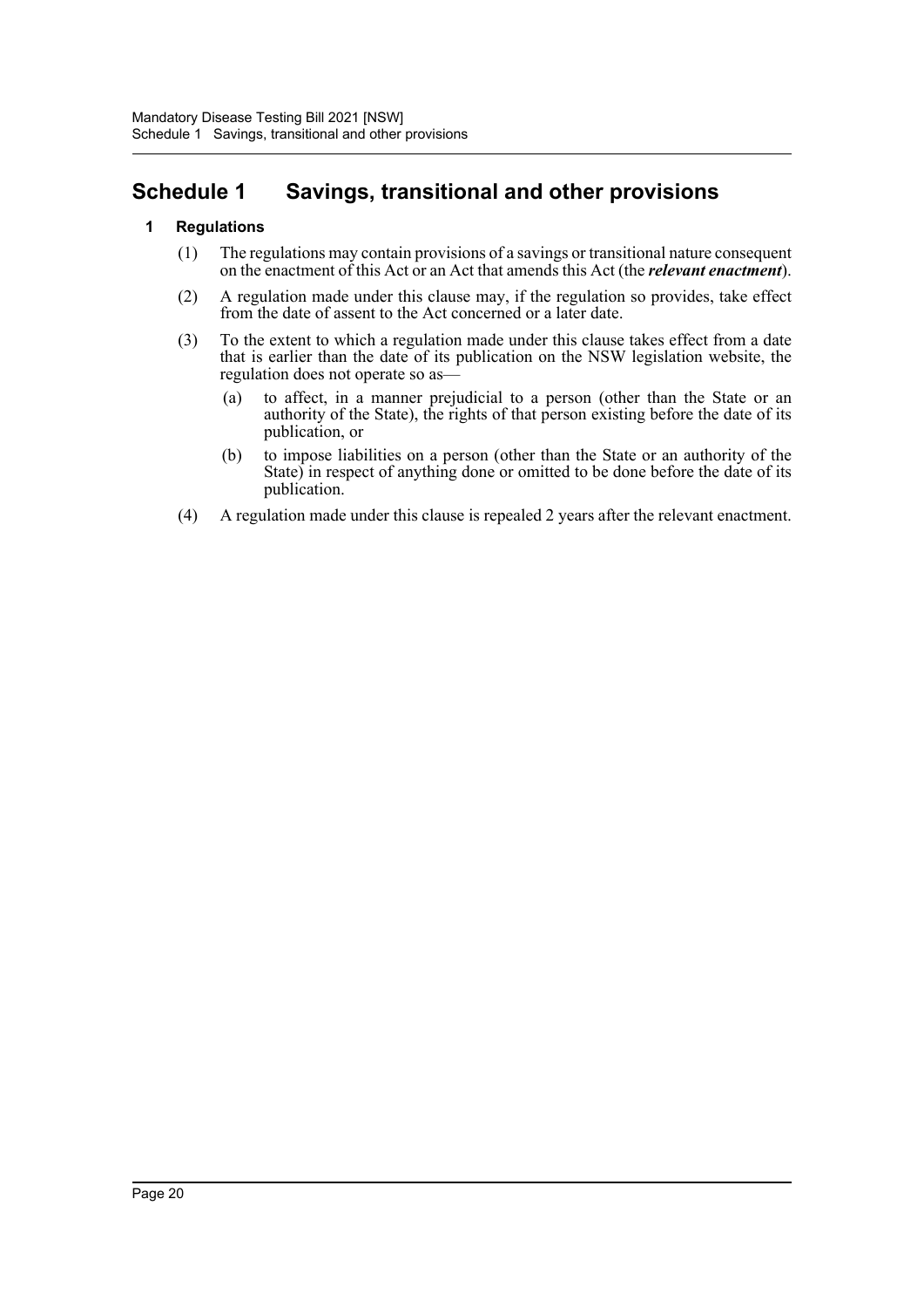# Schedule 1 Savings, transitional and other provisions

## 1 Regulations

(1) The regulations may contain provisions of a savings or transitional nature consequent on the enactment of this Act or an Act that amends this Act (the ***relevant enactment***).

(2) A regulation made under this clause may, if the regulation so provides, take effect from the date of assent to the Act concerned or a later date.

(3) To the extent to which a regulation made under this clause takes effect from a date that is earlier than the date of its publication on the NSW legislation website, the regulation does not operate so as—

(a) to affect, in a manner prejudicial to a person (other than the State or an authority of the State), the rights of that person existing before the date of its publication, or

(b) to impose liabilities on a person (other than the State or an authority of the State) in respect of anything done or omitted to be done before the date of its publication.

(4) A regulation made under this clause is repealed 2 years after the relevant enactment.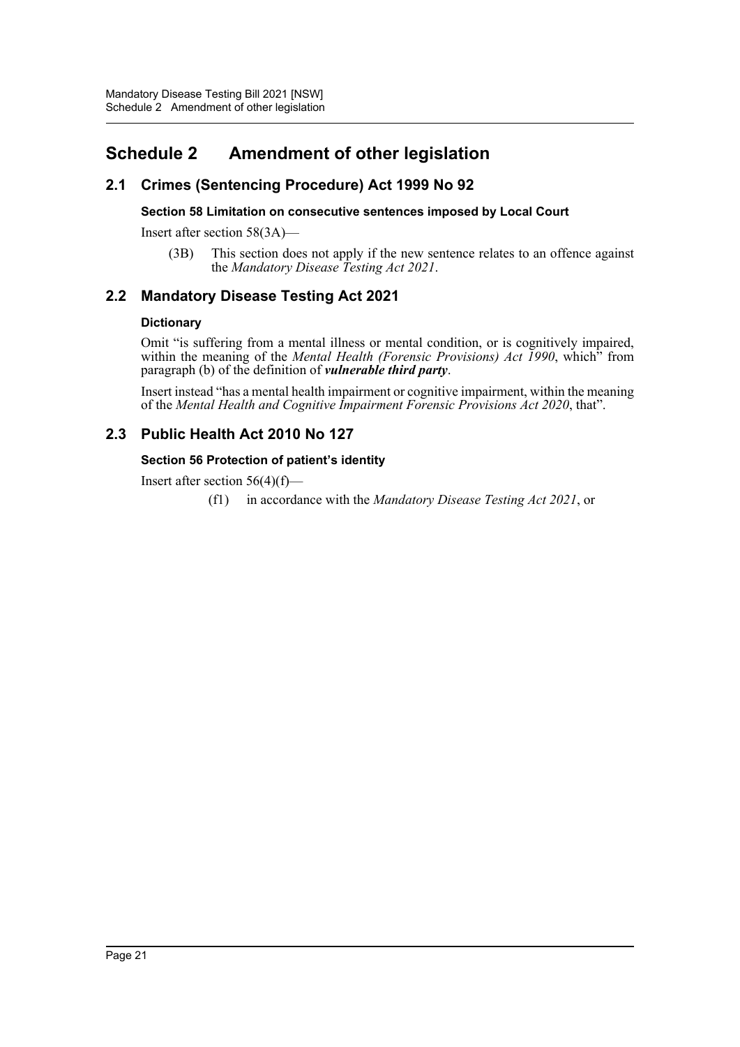# Schedule 2 Amendment of other legislation

## 2.1 Crimes (Sentencing Procedure) Act 1999 No 92

### Section 58 Limitation on consecutive sentences imposed by Local Court

Insert after section 58(3A)—

(3B) This section does not apply if the new sentence relates to an offence against the *Mandatory Disease Testing Act 2021*.

## 2.2 Mandatory Disease Testing Act 2021

### Dictionary

Omit "is suffering from a mental illness or mental condition, or is cognitively impaired, within the meaning of the *Mental Health (Forensic Provisions) Act 1990*, which" from paragraph (b) of the definition of ***vulnerable third party***.

Insert instead "has a mental health impairment or cognitive impairment, within the meaning of the *Mental Health and Cognitive Impairment Forensic Provisions Act 2020*, that".

## 2.3 Public Health Act 2010 No 127

### Section 56 Protection of patient's identity

Insert after section 56(4)(f)—

(f1) in accordance with the *Mandatory Disease Testing Act 2021*, or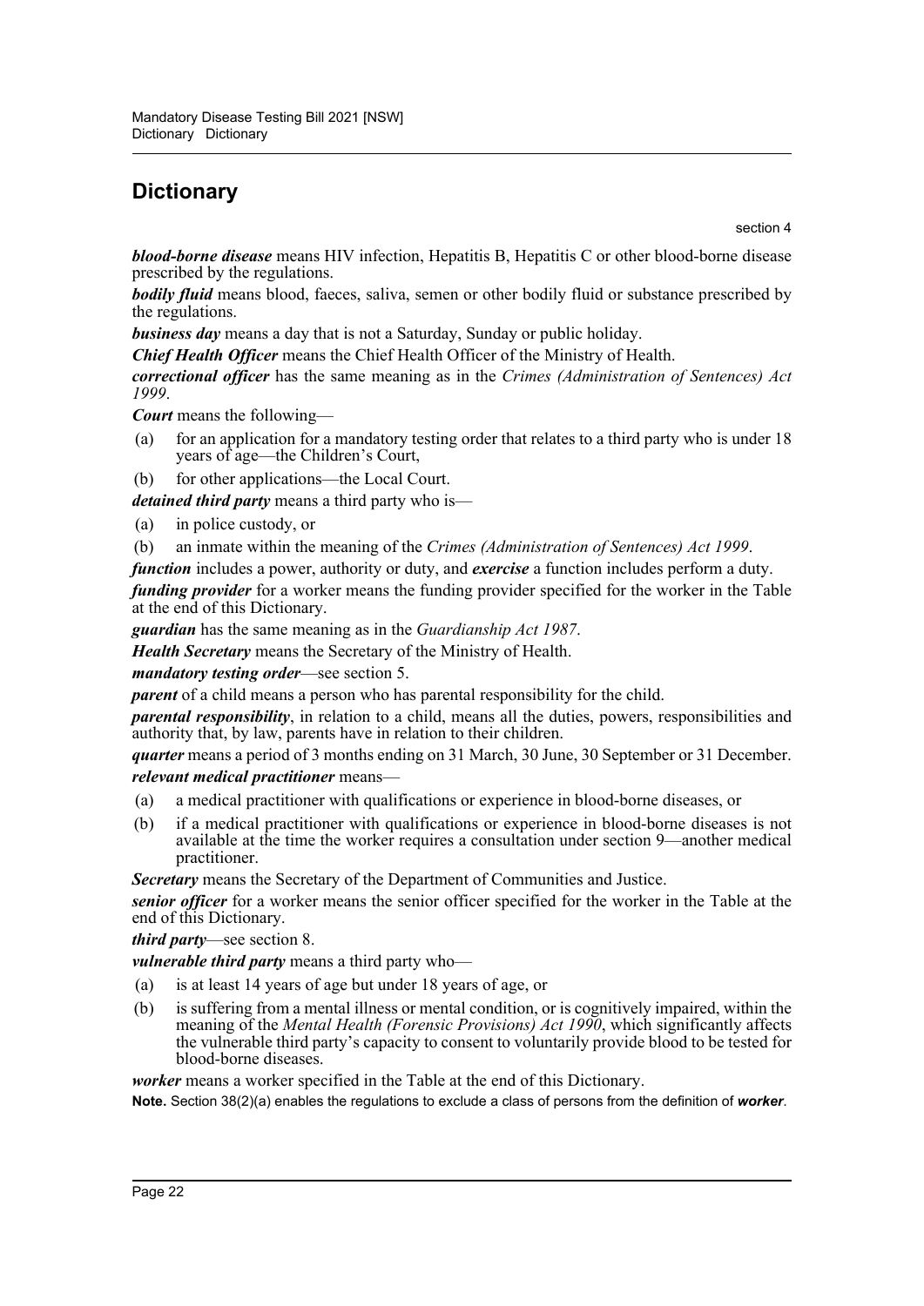# Dictionary

section 4

***blood-borne disease*** means HIV infection, Hepatitis B, Hepatitis C or other blood-borne disease prescribed by the regulations.

***bodily fluid*** means blood, faeces, saliva, semen or other bodily fluid or substance prescribed by the regulations.

***business day*** means a day that is not a Saturday, Sunday or public holiday.

***Chief Health Officer*** means the Chief Health Officer of the Ministry of Health.

***correctional officer*** has the same meaning as in the *Crimes (Administration of Sentences) Act 1999*.

***Court*** means the following—

(a) for an application for a mandatory testing order that relates to a third party who is under 18 years of age—the Children's Court,

(b) for other applications—the Local Court.

***detained third party*** means a third party who is—

(a) in police custody, or

(b) an inmate within the meaning of the *Crimes (Administration of Sentences) Act 1999*.

***function*** includes a power, authority or duty, and ***exercise*** a function includes perform a duty.

***funding provider*** for a worker means the funding provider specified for the worker in the Table at the end of this Dictionary.

***guardian*** has the same meaning as in the *Guardianship Act 1987*.

***Health Secretary*** means the Secretary of the Ministry of Health.

***mandatory testing order***—see section 5.

***parent*** of a child means a person who has parental responsibility for the child.

***parental responsibility***, in relation to a child, means all the duties, powers, responsibilities and authority that, by law, parents have in relation to their children.

***quarter*** means a period of 3 months ending on 31 March, 30 June, 30 September or 31 December.

***relevant medical practitioner*** means—

(a) a medical practitioner with qualifications or experience in blood-borne diseases, or

(b) if a medical practitioner with qualifications or experience in blood-borne diseases is not available at the time the worker requires a consultation under section 9—another medical practitioner.

***Secretary*** means the Secretary of the Department of Communities and Justice.

***senior officer*** for a worker means the senior officer specified for the worker in the Table at the end of this Dictionary.

***third party***—see section 8.

***vulnerable third party*** means a third party who—

(a) is at least 14 years of age but under 18 years of age, or

(b) is suffering from a mental illness or mental condition, or is cognitively impaired, within the meaning of the *Mental Health (Forensic Provisions) Act 1990*, which significantly affects the vulnerable third party's capacity to consent to voluntarily provide blood to be tested for blood-borne diseases.

***worker*** means a worker specified in the Table at the end of this Dictionary.

**Note.** Section 38(2)(a) enables the regulations to exclude a class of persons from the definition of ***worker***.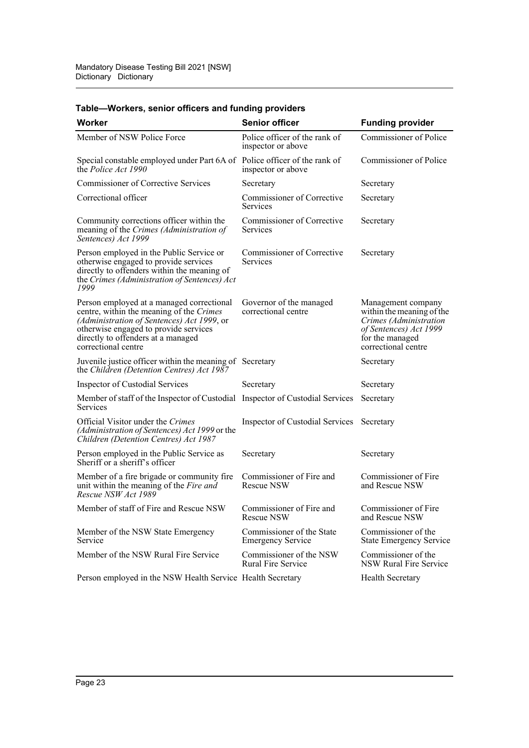**Table—Workers, senior officers and funding providers**

| Worker | Senior officer | Funding provider |
| --- | --- | --- |
| Member of NSW Police Force | Police officer of the rank of inspector or above | Commissioner of Police |
| Special constable employed under Part 6A of the *Police Act 1990* | Police officer of the rank of inspector or above | Commissioner of Police |
| Commissioner of Corrective Services | Secretary | Secretary |
| Correctional officer | Commissioner of Corrective Services | Secretary |
| Community corrections officer within the meaning of the *Crimes (Administration of Sentences) Act 1999* | Commissioner of Corrective Services | Secretary |
| Person employed in the Public Service or otherwise engaged to provide services directly to offenders within the meaning of the *Crimes (Administration of Sentences) Act 1999* | Commissioner of Corrective Services | Secretary |
| Person employed at a managed correctional centre, within the meaning of the *Crimes (Administration of Sentences) Act 1999*, or otherwise engaged to provide services directly to offenders at a managed correctional centre | Governor of the managed correctional centre | Management company within the meaning of the *Crimes (Administration of Sentences) Act 1999* for the managed correctional centre |
| Juvenile justice officer within the meaning of the *Children (Detention Centres) Act 1987* | Secretary | Secretary |
| Inspector of Custodial Services | Secretary | Secretary |
| Member of staff of the Inspector of Custodial Services | Inspector of Custodial Services | Secretary |
| Official Visitor under the *Crimes (Administration of Sentences) Act 1999* or the *Children (Detention Centres) Act 1987* | Inspector of Custodial Services | Secretary |
| Person employed in the Public Service as Sheriff or a sheriff's officer | Secretary | Secretary |
| Member of a fire brigade or community fire unit within the meaning of the *Fire and Rescue NSW Act 1989* | Commissioner of Fire and Rescue NSW | Commissioner of Fire and Rescue NSW |
| Member of staff of Fire and Rescue NSW | Commissioner of Fire and Rescue NSW | Commissioner of Fire and Rescue NSW |
| Member of the NSW State Emergency Service | Commissioner of the State Emergency Service | Commissioner of the State Emergency Service |
| Member of the NSW Rural Fire Service | Commissioner of the NSW Rural Fire Service | Commissioner of the NSW Rural Fire Service |
| Person employed in the NSW Health Service | Health Secretary | Health Secretary |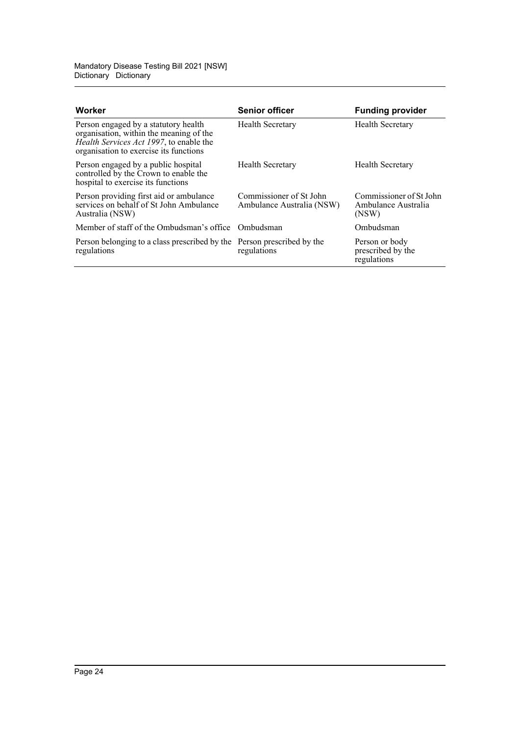| Worker | Senior officer | Funding provider |
|---|---|---|
| Person engaged by a statutory health organisation, within the meaning of the *Health Services Act 1997*, to enable the organisation to exercise its functions | Health Secretary | Health Secretary |
| Person engaged by a public hospital controlled by the Crown to enable the hospital to exercise its functions | Health Secretary | Health Secretary |
| Person providing first aid or ambulance services on behalf of St John Ambulance Australia (NSW) | Commissioner of St John Ambulance Australia (NSW) | Commissioner of St John Ambulance Australia (NSW) |
| Member of staff of the Ombudsman's office | Ombudsman | Ombudsman |
| Person belonging to a class prescribed by the regulations | Person prescribed by the regulations | Person or body prescribed by the regulations |